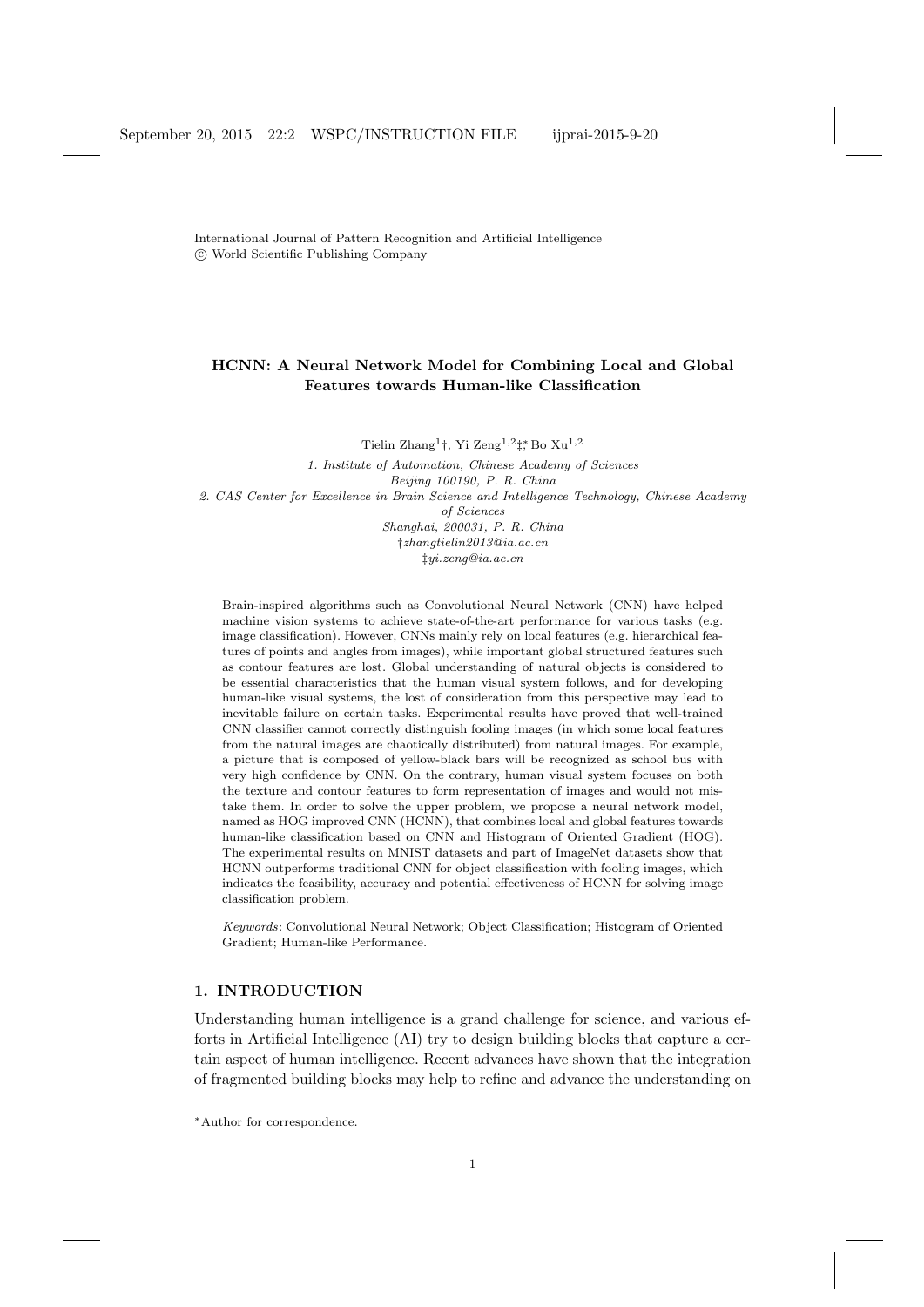International Journal of Pattern Recognition and Artificial Intelligence
© World Scientific Publishing Company

# HCNN: A Neural Network Model for Combining Local and Global Features towards Human-like Classification

Tielin Zhang[1]†, Yi Zeng[1,2]‡*, Bo Xu[1,2]

*1. Institute of Automation, Chinese Academy of Sciences*
*Beijing 100190, P. R. China*
*2. CAS Center for Excellence in Brain Science and Intelligence Technology, Chinese Academy of Sciences*
*Shanghai, 200031, P. R. China*
*†zhangtielin2013@ia.ac.cn*
*‡yi.zeng@ia.ac.cn*

Brain-inspired algorithms such as Convolutional Neural Network (CNN) have helped machine vision systems to achieve state-of-the-art performance for various tasks (e.g. image classification). However, CNNs mainly rely on local features (e.g. hierarchical features of points and angles from images), while important global structured features such as contour features are lost. Global understanding of natural objects is considered to be essential characteristics that the human visual system follows, and for developing human-like visual systems, the lost of consideration from this perspective may lead to inevitable failure on certain tasks. Experimental results have proved that well-trained CNN classifier cannot correctly distinguish fooling images (in which some local features from the natural images are chaotically distributed) from natural images. For example, a picture that is composed of yellow-black bars will be recognized as school bus with very high confidence by CNN. On the contrary, human visual system focuses on both the texture and contour features to form representation of images and would not mistake them. In order to solve the upper problem, we propose a neural network model, named as HOG improved CNN (HCNN), that combines local and global features towards human-like classification based on CNN and Histogram of Oriented Gradient (HOG). The experimental results on MNIST datasets and part of ImageNet datasets show that HCNN outperforms traditional CNN for object classification with fooling images, which indicates the feasibility, accuracy and potential effectiveness of HCNN for solving image classification problem.

*Keywords*: Convolutional Neural Network; Object Classification; Histogram of Oriented Gradient; Human-like Performance.

## 1. INTRODUCTION

Understanding human intelligence is a grand challenge for science, and various efforts in Artificial Intelligence (AI) try to design building blocks that capture a certain aspect of human intelligence. Recent advances have shown that the integration of fragmented building blocks may help to refine and advance the understanding on

*Author for correspondence.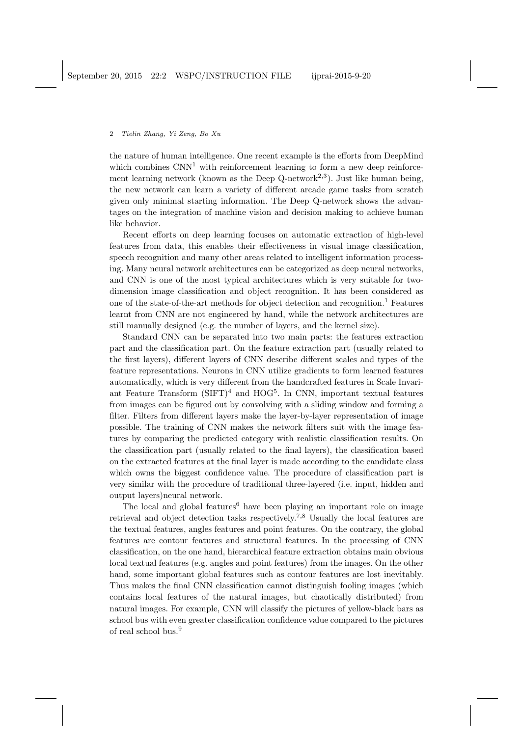the nature of human intelligence. One recent example is the efforts from DeepMind which combines CNN[1] with reinforcement learning to form a new deep reinforcement learning network (known as the Deep Q-network[2,3]). Just like human being, the new network can learn a variety of different arcade game tasks from scratch given only minimal starting information. The Deep Q-network shows the advantages on the integration of machine vision and decision making to achieve human like behavior.

Recent efforts on deep learning focuses on automatic extraction of high-level features from data, this enables their effectiveness in visual image classification, speech recognition and many other areas related to intelligent information processing. Many neural network architectures can be categorized as deep neural networks, and CNN is one of the most typical architectures which is very suitable for two-dimension image classification and object recognition. It has been considered as one of the state-of-the-art methods for object detection and recognition.[1] Features learnt from CNN are not engineered by hand, while the network architectures are still manually designed (e.g. the number of layers, and the kernel size).

Standard CNN can be separated into two main parts: the features extraction part and the classification part. On the feature extraction part (usually related to the first layers), different layers of CNN describe different scales and types of the feature representations. Neurons in CNN utilize gradients to form learned features automatically, which is very different from the handcrafted features in Scale Invariant Feature Transform (SIFT)[4] and HOG[5]. In CNN, important textual features from images can be figured out by convolving with a sliding window and forming a filter. Filters from different layers make the layer-by-layer representation of image possible. The training of CNN makes the network filters suit with the image features by comparing the predicted category with realistic classification results. On the classification part (usually related to the final layers), the classification based on the extracted features at the final layer is made according to the candidate class which owns the biggest confidence value. The procedure of classification part is very similar with the procedure of traditional three-layered (i.e. input, hidden and output layers)neural network.

The local and global features[6] have been playing an important role on image retrieval and object detection tasks respectively.[7,8] Usually the local features are the textual features, angles features and point features. On the contrary, the global features are contour features and structural features. In the processing of CNN classification, on the one hand, hierarchical feature extraction obtains main obvious local textual features (e.g. angles and point features) from the images. On the other hand, some important global features such as contour features are lost inevitably. Thus makes the final CNN classification cannot distinguish fooling images (which contains local features of the natural images, but chaotically distributed) from natural images. For example, CNN will classify the pictures of yellow-black bars as school bus with even greater classification confidence value compared to the pictures of real school bus.[9]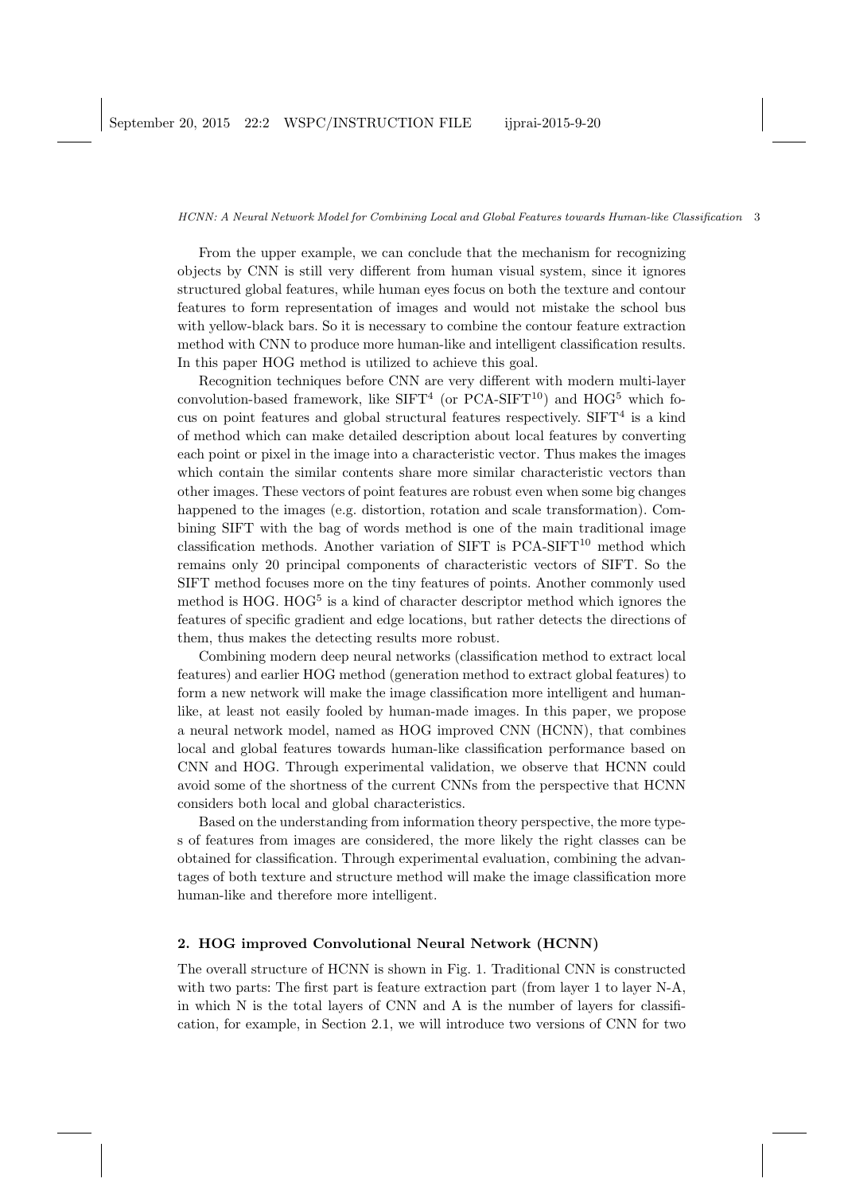From the upper example, we can conclude that the mechanism for recognizing objects by CNN is still very different from human visual system, since it ignores structured global features, while human eyes focus on both the texture and contour features to form representation of images and would not mistake the school bus with yellow-black bars. So it is necessary to combine the contour feature extraction method with CNN to produce more human-like and intelligent classification results. In this paper HOG method is utilized to achieve this goal.

Recognition techniques before CNN are very different with modern multi-layer convolution-based framework, like SIFT[4] (or PCA-SIFT[10]) and HOG[5] which focus on point features and global structural features respectively. SIFT[4] is a kind of method which can make detailed description about local features by converting each point or pixel in the image into a characteristic vector. Thus makes the images which contain the similar contents share more similar characteristic vectors than other images. These vectors of point features are robust even when some big changes happened to the images (e.g. distortion, rotation and scale transformation). Combining SIFT with the bag of words method is one of the main traditional image classification methods. Another variation of SIFT is PCA-SIFT[10] method which remains only 20 principal components of characteristic vectors of SIFT. So the SIFT method focuses more on the tiny features of points. Another commonly used method is HOG. HOG[5] is a kind of character descriptor method which ignores the features of specific gradient and edge locations, but rather detects the directions of them, thus makes the detecting results more robust.

Combining modern deep neural networks (classification method to extract local features) and earlier HOG method (generation method to extract global features) to form a new network will make the image classification more intelligent and human-like, at least not easily fooled by human-made images. In this paper, we propose a neural network model, named as HOG improved CNN (HCNN), that combines local and global features towards human-like classification performance based on CNN and HOG. Through experimental validation, we observe that HCNN could avoid some of the shortness of the current CNNs from the perspective that HCNN considers both local and global characteristics.

Based on the understanding from information theory perspective, the more types of features from images are considered, the more likely the right classes can be obtained for classification. Through experimental evaluation, combining the advantages of both texture and structure method will make the image classification more human-like and therefore more intelligent.

## 2. HOG improved Convolutional Neural Network (HCNN)

The overall structure of HCNN is shown in Fig. 1. Traditional CNN is constructed with two parts: The first part is feature extraction part (from layer 1 to layer N-A, in which N is the total layers of CNN and A is the number of layers for classification, for example, in Section 2.1, we will introduce two versions of CNN for two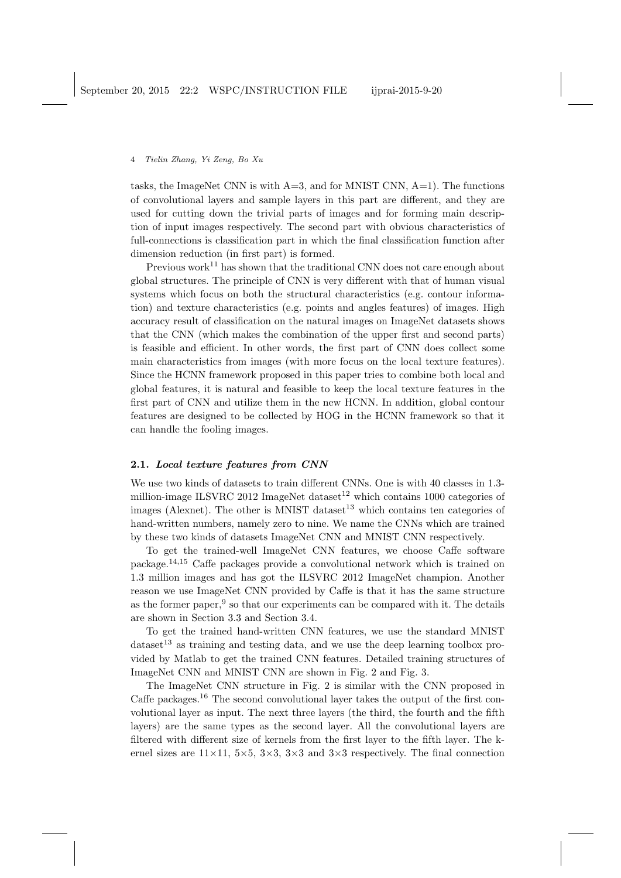tasks, the ImageNet CNN is with A=3, and for MNIST CNN, A=1). The functions of convolutional layers and sample layers in this part are different, and they are used for cutting down the trivial parts of images and for forming main description of input images respectively. The second part with obvious characteristics of full-connections is classification part in which the final classification function after dimension reduction (in first part) is formed.

Previous work[11] has shown that the traditional CNN does not care enough about global structures. The principle of CNN is very different with that of human visual systems which focus on both the structural characteristics (e.g. contour information) and texture characteristics (e.g. points and angles features) of images. High accuracy result of classification on the natural images on ImageNet datasets shows that the CNN (which makes the combination of the upper first and second parts) is feasible and efficient. In other words, the first part of CNN does collect some main characteristics from images (with more focus on the local texture features). Since the HCNN framework proposed in this paper tries to combine both local and global features, it is natural and feasible to keep the local texture features in the first part of CNN and utilize them in the new HCNN. In addition, global contour features are designed to be collected by HOG in the HCNN framework so that it can handle the fooling images.

### 2.1. *Local texture features from CNN*

We use two kinds of datasets to train different CNNs. One is with 40 classes in 1.3-million-image ILSVRC 2012 ImageNet dataset[12] which contains 1000 categories of images (Alexnet). The other is MNIST dataset[13] which contains ten categories of hand-written numbers, namely zero to nine. We name the CNNs which are trained by these two kinds of datasets ImageNet CNN and MNIST CNN respectively.

To get the trained-well ImageNet CNN features, we choose Caffe software package.[14,15] Caffe packages provide a convolutional network which is trained on 1.3 million images and has got the ILSVRC 2012 ImageNet champion. Another reason we use ImageNet CNN provided by Caffe is that it has the same structure as the former paper,[9] so that our experiments can be compared with it. The details are shown in Section 3.3 and Section 3.4.

To get the trained hand-written CNN features, we use the standard MNIST dataset[13] as training and testing data, and we use the deep learning toolbox provided by Matlab to get the trained CNN features. Detailed training structures of ImageNet CNN and MNIST CNN are shown in Fig. 2 and Fig. 3.

The ImageNet CNN structure in Fig. 2 is similar with the CNN proposed in Caffe packages.[16] The second convolutional layer takes the output of the first convolutional layer as input. The next three layers (the third, the fourth and the fifth layers) are the same types as the second layer. All the convolutional layers are filtered with different size of kernels from the first layer to the fifth layer. The kernel sizes are $11\times11$, $5\times5$, $3\times3$, $3\times3$ and $3\times3$ respectively. The final connection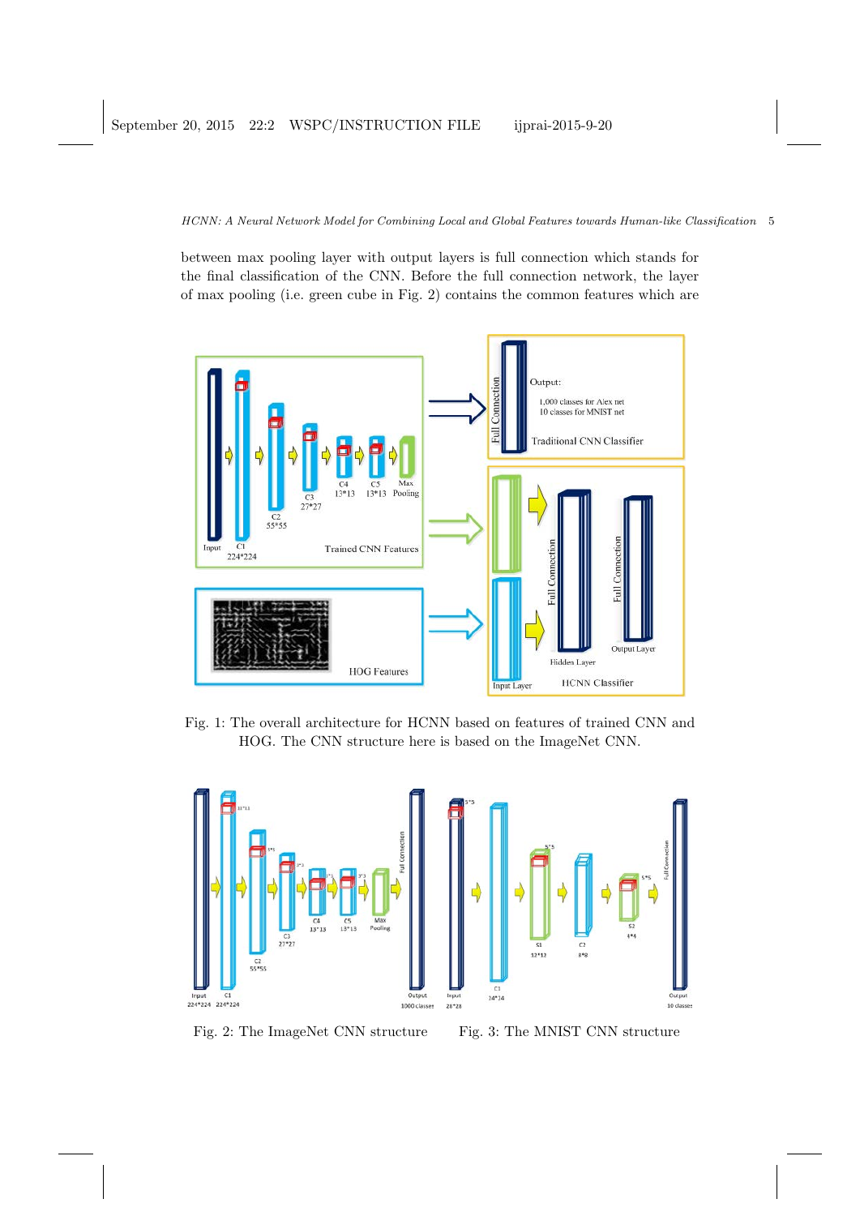between max pooling layer with output layers is full connection which stands for the final classification of the CNN. Before the full connection network, the layer of max pooling (i.e. green cube in Fig. 2) contains the common features which are

Fig. 1: The overall architecture for HCNN based on features of trained CNN and HOG. The CNN structure here is based on the ImageNet CNN.

Fig. 2: The ImageNet CNN structure

Fig. 3: The MNIST CNN structure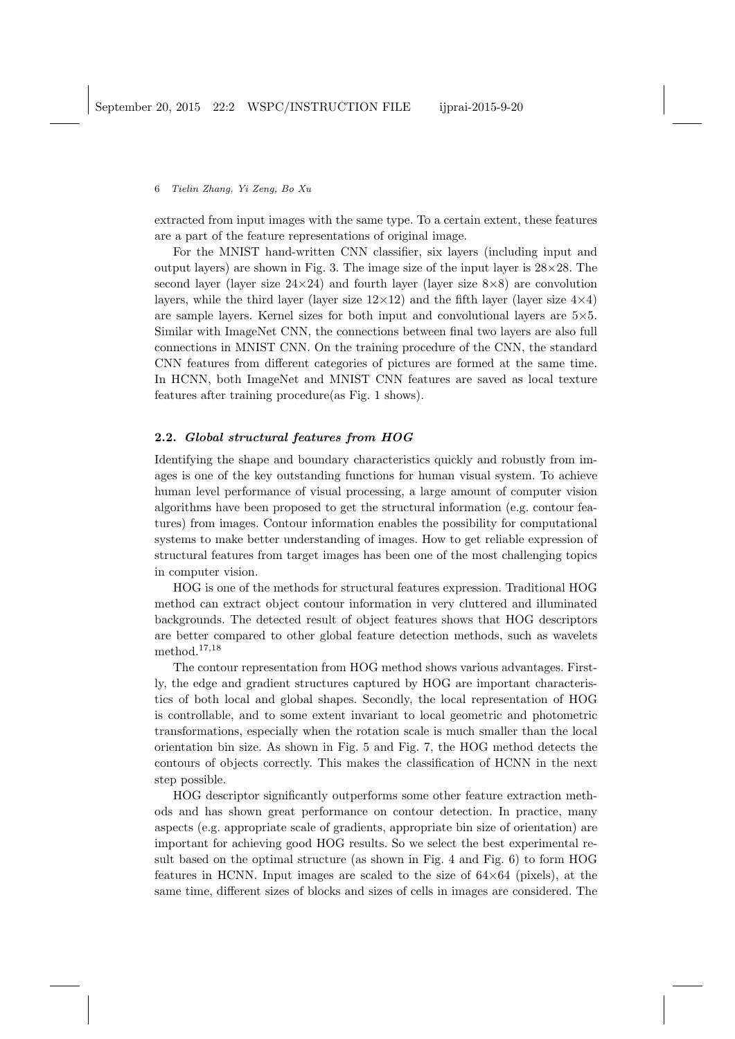extracted from input images with the same type. To a certain extent, these features are a part of the feature representations of original image.

For the MNIST hand-written CNN classifier, six layers (including input and output layers) are shown in Fig. 3. The image size of the input layer is $28\times28$. The second layer (layer size $24\times24$) and fourth layer (layer size $8\times8$) are convolution layers, while the third layer (layer size $12\times12$) and the fifth layer (layer size $4\times4$) are sample layers. Kernel sizes for both input and convolutional layers are $5\times5$. Similar with ImageNet CNN, the connections between final two layers are also full connections in MNIST CNN. On the training procedure of the CNN, the standard CNN features from different categories of pictures are formed at the same time. In HCNN, both ImageNet and MNIST CNN features are saved as local texture features after training procedure(as Fig. 1 shows).

## 2.2. *Global structural features from HOG*

Identifying the shape and boundary characteristics quickly and robustly from images is one of the key outstanding functions for human visual system. To achieve human level performance of visual processing, a large amount of computer vision algorithms have been proposed to get the structural information (e.g. contour features) from images. Contour information enables the possibility for computational systems to make better understanding of images. How to get reliable expression of structural features from target images has been one of the most challenging topics in computer vision.

HOG is one of the methods for structural features expression. Traditional HOG method can extract object contour information in very cluttered and illuminated backgrounds. The detected result of object features shows that HOG descriptors are better compared to other global feature detection methods, such as wavelets method.[17,18]

The contour representation from HOG method shows various advantages. Firstly, the edge and gradient structures captured by HOG are important characteristics of both local and global shapes. Secondly, the local representation of HOG is controllable, and to some extent invariant to local geometric and photometric transformations, especially when the rotation scale is much smaller than the local orientation bin size. As shown in Fig. 5 and Fig. 7, the HOG method detects the contours of objects correctly. This makes the classification of HCNN in the next step possible.

HOG descriptor significantly outperforms some other feature extraction methods and has shown great performance on contour detection. In practice, many aspects (e.g. appropriate scale of gradients, appropriate bin size of orientation) are important for achieving good HOG results. So we select the best experimental result based on the optimal structure (as shown in Fig. 4 and Fig. 6) to form HOG features in HCNN. Input images are scaled to the size of $64\times64$ (pixels), at the same time, different sizes of blocks and sizes of cells in images are considered. The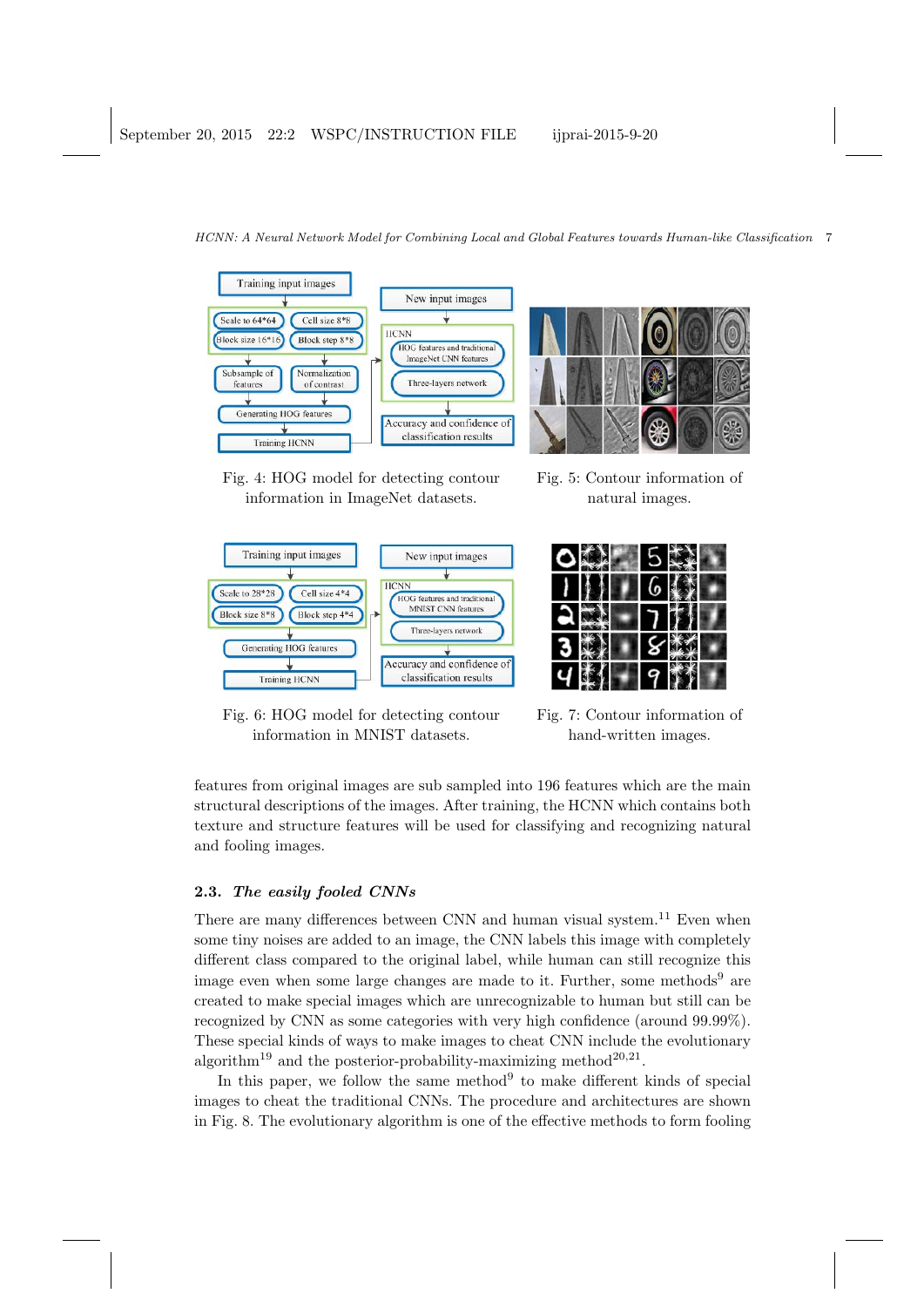Fig. 4: HOG model for detecting contour information in ImageNet datasets.

Fig. 5: Contour information of natural images.

Fig. 6: HOG model for detecting contour information in MNIST datasets.

Fig. 7: Contour information of hand-written images.

features from original images are sub sampled into 196 features which are the main structural descriptions of the images. After training, the HCNN which contains both texture and structure features will be used for classifying and recognizing natural and fooling images.

### 2.3. *The easily fooled CNNs*

There are many differences between CNN and human visual system.[11] Even when some tiny noises are added to an image, the CNN labels this image with completely different class compared to the original label, while human can still recognize this image even when some large changes are made to it. Further, some methods[9] are created to make special images which are unrecognizable to human but still can be recognized by CNN as some categories with very high confidence (around 99.99%). These special kinds of ways to make images to cheat CNN include the evolutionary algorithm[19] and the posterior-probability-maximizing method[20,21].

In this paper, we follow the same method[9] to make different kinds of special images to cheat the traditional CNNs. The procedure and architectures are shown in Fig. 8. The evolutionary algorithm is one of the effective methods to form fooling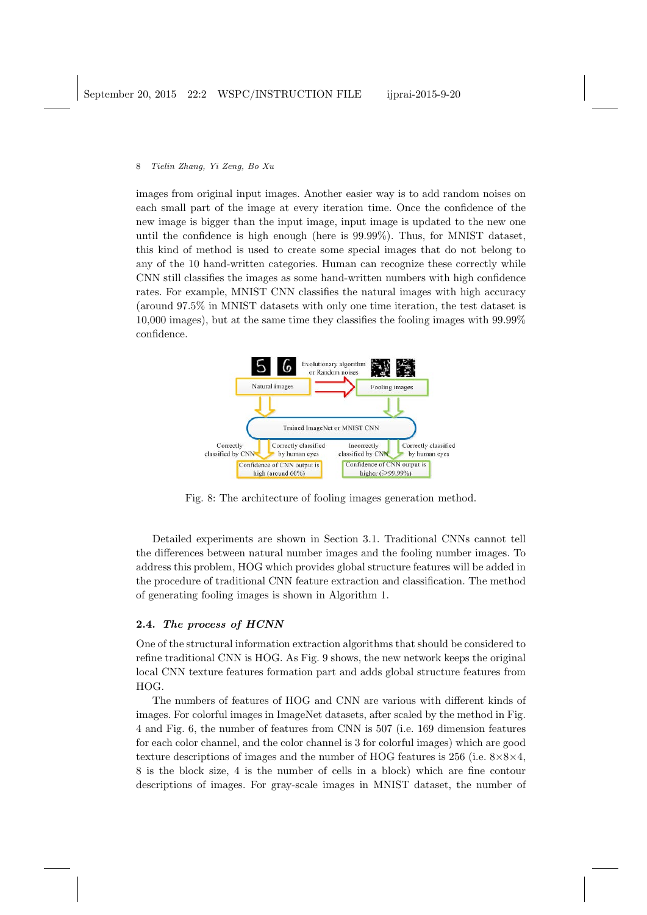images from original input images. Another easier way is to add random noises on each small part of the image at every iteration time. Once the confidence of the new image is bigger than the input image, input image is updated to the new one until the confidence is high enough (here is 99.99%). Thus, for MNIST dataset, this kind of method is used to create some special images that do not belong to any of the 10 hand-written categories. Human can recognize these correctly while CNN still classifies the images as some hand-written numbers with high confidence rates. For example, MNIST CNN classifies the natural images with high accuracy (around 97.5% in MNIST datasets with only one time iteration, the test dataset is 10,000 images), but at the same time they classifies the fooling images with 99.99% confidence.

Fig. 8: The architecture of fooling images generation method.

Detailed experiments are shown in Section 3.1. Traditional CNNs cannot tell the differences between natural number images and the fooling number images. To address this problem, HOG which provides global structure features will be added in the procedure of traditional CNN feature extraction and classification. The method of generating fooling images is shown in Algorithm 1.

## 2.4. *The process of HCNN*

One of the structural information extraction algorithms that should be considered to refine traditional CNN is HOG. As Fig. 9 shows, the new network keeps the original local CNN texture features formation part and adds global structure features from HOG.

The numbers of features of HOG and CNN are various with different kinds of images. For colorful images in ImageNet datasets, after scaled by the method in Fig. 4 and Fig. 6, the number of features from CNN is 507 (i.e. 169 dimension features for each color channel, and the color channel is 3 for colorful images) which are good texture descriptions of images and the number of HOG features is 256 (i.e. $8 \times 8 \times 4$, 8 is the block size, 4 is the number of cells in a block) which are fine contour descriptions of images. For gray-scale images in MNIST dataset, the number of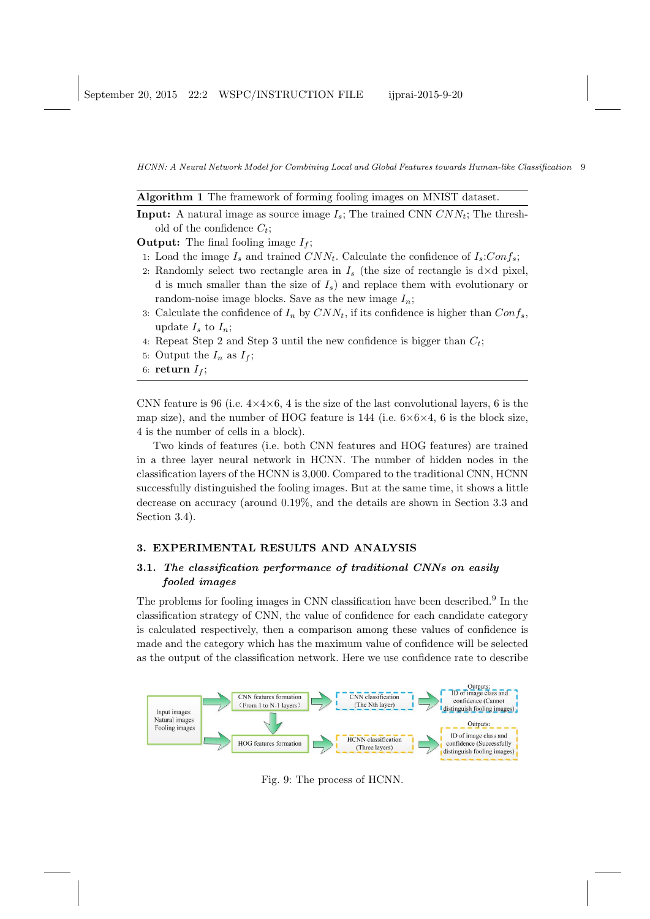**Algorithm 1** The framework of forming fooling images on MNIST dataset.

**Input:** A natural image as source image $I_s$; The trained CNN $CNN_t$; The threshold of the confidence $C_t$;

**Output:** The final fooling image $I_f$;

1. Load the image $I_s$ and trained $CNN_t$. Calculate the confidence of $I_s$:$Conf_s$;
2. Randomly select two rectangle area in $I_s$ (the size of rectangle is d×d pixel, d is much smaller than the size of $I_s$) and replace them with evolutionary or random-noise image blocks. Save as the new image $I_n$;
3. Calculate the confidence of $I_n$ by $CNN_t$, if its confidence is higher than $Conf_s$, update $I_s$ to $I_n$;
4. Repeat Step 2 and Step 3 until the new confidence is bigger than $C_t$;
5. Output the $I_n$ as $I_f$;
6. **return** $I_f$;

CNN feature is 96 (i.e. 4×4×6, 4 is the size of the last convolutional layers, 6 is the map size), and the number of HOG feature is 144 (i.e. 6×6×4, 6 is the block size, 4 is the number of cells in a block).

Two kinds of features (i.e. both CNN features and HOG features) are trained in a three layer neural network in HCNN. The number of hidden nodes in the classification layers of the HCNN is 3,000. Compared to the traditional CNN, HCNN successfully distinguished the fooling images. But at the same time, it shows a little decrease on accuracy (around 0.19%, and the details are shown in Section 3.3 and Section 3.4).

## 3. EXPERIMENTAL RESULTS AND ANALYSIS

### 3.1. *The classification performance of traditional CNNs on easily fooled images*

The problems for fooling images in CNN classification have been described.[9] In the classification strategy of CNN, the value of confidence for each candidate category is calculated respectively, then a comparison among these values of confidence is made and the category which has the maximum value of confidence will be selected as the output of the classification network. Here we use confidence rate to describe

Fig. 9: The process of HCNN.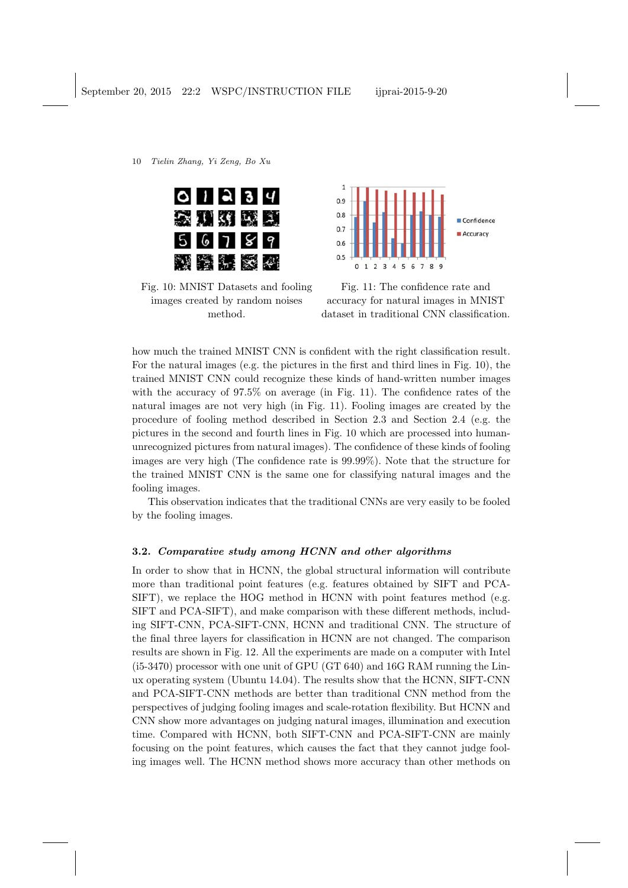Fig. 10: MNIST Datasets and fooling images created by random noises method.

Fig. 11: The confidence rate and accuracy for natural images in MNIST dataset in traditional CNN classification.

how much the trained MNIST CNN is confident with the right classification result. For the natural images (e.g. the pictures in the first and third lines in Fig. 10), the trained MNIST CNN could recognize these kinds of hand-written number images with the accuracy of 97.5% on average (in Fig. 11). The confidence rates of the natural images are not very high (in Fig. 11). Fooling images are created by the procedure of fooling method described in Section 2.3 and Section 2.4 (e.g. the pictures in the second and fourth lines in Fig. 10 which are processed into human-unrecognized pictures from natural images). The confidence of these kinds of fooling images are very high (The confidence rate is 99.99%). Note that the structure for the trained MNIST CNN is the same one for classifying natural images and the fooling images.

This observation indicates that the traditional CNNs are very easily to be fooled by the fooling images.

### 3.2. *Comparative study among HCNN and other algorithms*

In order to show that in HCNN, the global structural information will contribute more than traditional point features (e.g. features obtained by SIFT and PCA-SIFT), we replace the HOG method in HCNN with point features method (e.g. SIFT and PCA-SIFT), and make comparison with these different methods, including SIFT-CNN, PCA-SIFT-CNN, HCNN and traditional CNN. The structure of the final three layers for classification in HCNN are not changed. The comparison results are shown in Fig. 12. All the experiments are made on a computer with Intel (i5-3470) processor with one unit of GPU (GT 640) and 16G RAM running the Linux operating system (Ubuntu 14.04). The results show that the HCNN, SIFT-CNN and PCA-SIFT-CNN methods are better than traditional CNN method from the perspectives of judging fooling images and scale-rotation flexibility. But HCNN and CNN show more advantages on judging natural images, illumination and execution time. Compared with HCNN, both SIFT-CNN and PCA-SIFT-CNN are mainly focusing on the point features, which causes the fact that they cannot judge fooling images well. The HCNN method shows more accuracy than other methods on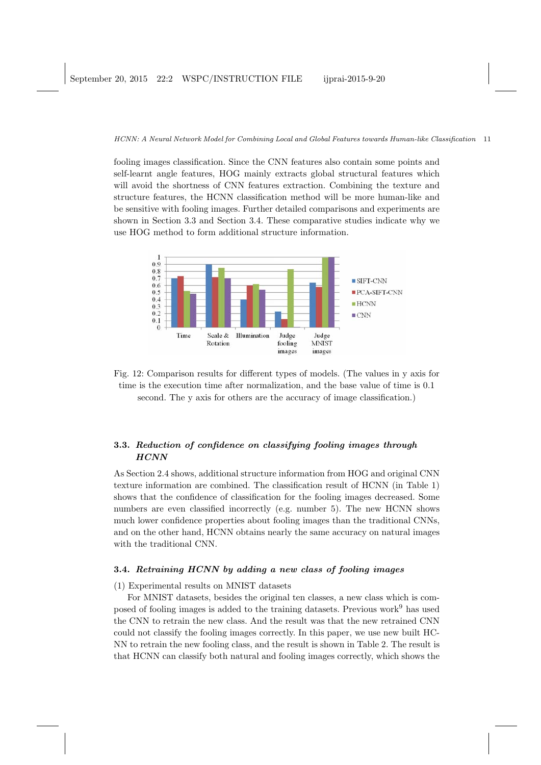fooling images classification. Since the CNN features also contain some points and self-learnt angle features, HOG mainly extracts global structural features which will avoid the shortness of CNN features extraction. Combining the texture and structure features, the HCNN classification method will be more human-like and be sensitive with fooling images. Further detailed comparisons and experiments are shown in Section 3.3 and Section 3.4. These comparative studies indicate why we use HOG method to form additional structure information.

Fig. 12: Comparison results for different types of models. (The values in y axis for time is the execution time after normalization, and the base value of time is 0.1 second. The y axis for others are the accuracy of image classification.)

### 3.3. *Reduction of confidence on classifying fooling images through HCNN*

As Section 2.4 shows, additional structure information from HOG and original CNN texture information are combined. The classification result of HCNN (in Table 1) shows that the confidence of classification for the fooling images decreased. Some numbers are even classified incorrectly (e.g. number 5). The new HCNN shows much lower confidence properties about fooling images than the traditional CNNs, and on the other hand, HCNN obtains nearly the same accuracy on natural images with the traditional CNN.

### 3.4. *Retraining HCNN by adding a new class of fooling images*

(1) Experimental results on MNIST datasets

For MNIST datasets, besides the original ten classes, a new class which is composed of fooling images is added to the training datasets. Previous work[9] has used the CNN to retrain the new class. And the result was that the new retrained CNN could not classify the fooling images correctly. In this paper, we use new built HCNN to retrain the new fooling class, and the result is shown in Table 2. The result is that HCNN can classify both natural and fooling images correctly, which shows the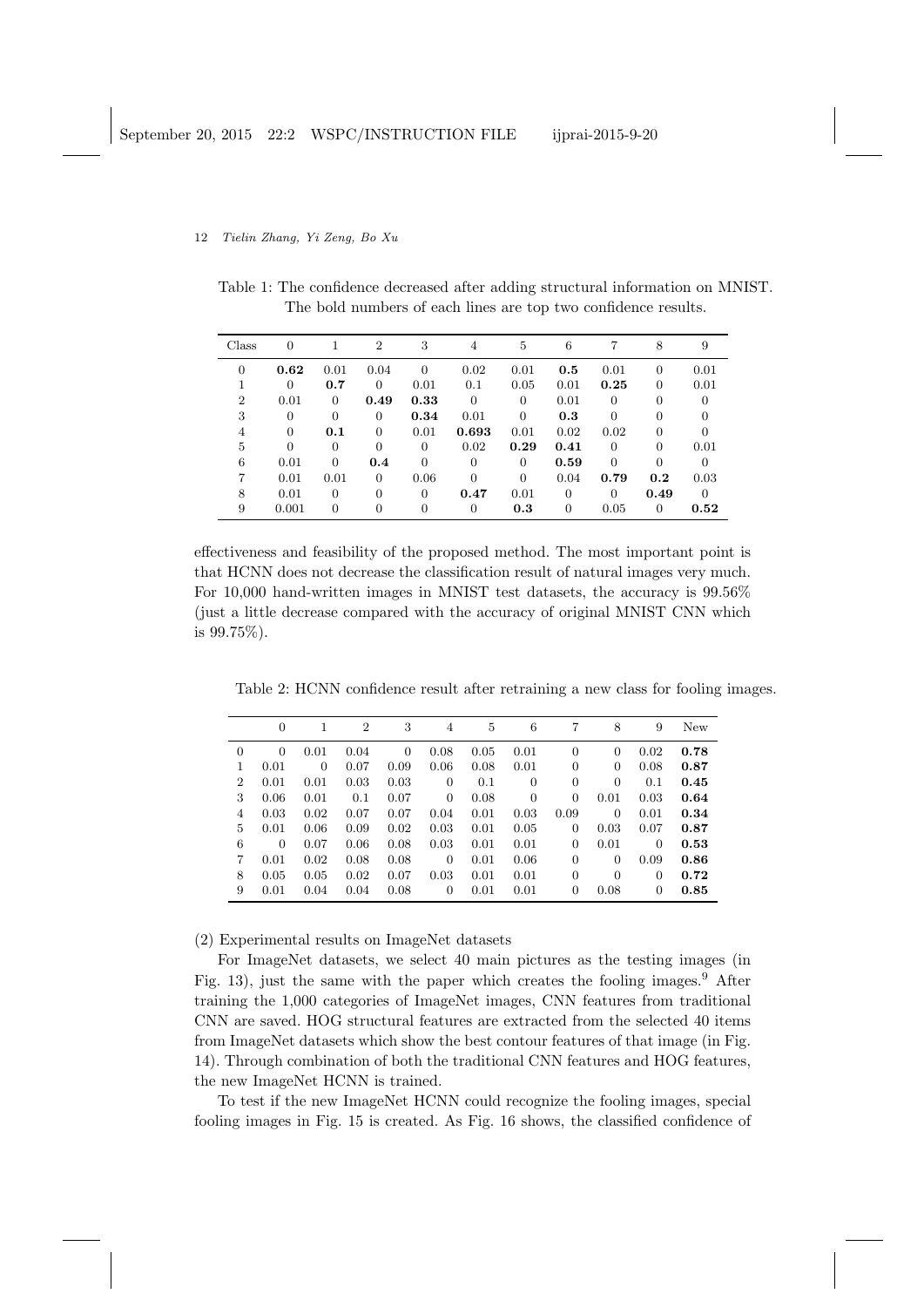Table 1: The confidence decreased after adding structural information on MNIST. The bold numbers of each lines are top two confidence results.

| Class | 0 | 1 | 2 | 3 | 4 | 5 | 6 | 7 | 8 | 9 |
|---|---|---|---|---|---|---|---|---|---|---|
| 0 | **0.62** | 0.01 | 0.04 | 0 | 0.02 | 0.01 | **0.5** | 0.01 | 0 | 0.01 |
| 1 | 0 | **0.7** | 0 | 0.01 | 0.1 | 0.05 | 0.01 | **0.25** | 0 | 0.01 |
| 2 | 0.01 | 0 | **0.49** | **0.33** | 0 | 0 | 0.01 | 0 | 0 | 0 |
| 3 | 0 | 0 | 0 | **0.34** | 0.01 | 0 | **0.3** | 0 | 0 | 0 |
| 4 | 0 | **0.1** | 0 | 0.01 | **0.693** | 0.01 | 0.02 | 0.02 | 0 | 0 |
| 5 | 0 | 0 | 0 | 0 | 0.02 | **0.29** | **0.41** | 0 | 0 | 0.01 |
| 6 | 0.01 | 0 | **0.4** | 0 | 0 | 0 | **0.59** | 0 | 0 | 0 |
| 7 | 0.01 | 0.01 | 0 | 0.06 | 0 | 0 | 0.04 | **0.79** | **0.2** | 0.03 |
| 8 | 0.01 | 0 | 0 | 0 | **0.47** | 0.01 | 0 | 0 | **0.49** | 0 |
| 9 | 0.001 | 0 | 0 | 0 | 0 | **0.3** | 0 | 0.05 | 0 | **0.52** |

effectiveness and feasibility of the proposed method. The most important point is that HCNN does not decrease the classification result of natural images very much. For 10,000 hand-written images in MNIST test datasets, the accuracy is 99.56% (just a little decrease compared with the accuracy of original MNIST CNN which is 99.75%).

Table 2: HCNN confidence result after retraining a new class for fooling images.

| | 0 | 1 | 2 | 3 | 4 | 5 | 6 | 7 | 8 | 9 | New |
|---|---|---|---|---|---|---|---|---|---|---|---|
| 0 | 0 | 0.01 | 0.04 | 0 | 0.08 | 0.05 | 0.01 | 0 | 0 | 0.02 | **0.78** |
| 1 | 0.01 | 0 | 0.07 | 0.09 | 0.06 | 0.08 | 0.01 | 0 | 0 | 0.08 | **0.87** |
| 2 | 0.01 | 0.01 | 0.03 | 0.03 | 0 | 0.1 | 0 | 0 | 0 | 0.1 | **0.45** |
| 3 | 0.06 | 0.01 | 0.1 | 0.07 | 0 | 0.08 | 0 | 0 | 0.01 | 0.03 | **0.64** |
| 4 | 0.03 | 0.02 | 0.07 | 0.07 | 0.04 | 0.01 | 0.03 | 0.09 | 0 | 0.01 | **0.34** |
| 5 | 0.01 | 0.06 | 0.09 | 0.02 | 0.03 | 0.01 | 0.05 | 0 | 0.03 | 0.07 | **0.87** |
| 6 | 0 | 0.07 | 0.06 | 0.08 | 0.03 | 0.01 | 0.01 | 0 | 0.01 | 0 | **0.53** |
| 7 | 0.01 | 0.02 | 0.08 | 0.08 | 0 | 0.01 | 0.06 | 0 | 0 | 0.09 | **0.86** |
| 8 | 0.05 | 0.05 | 0.02 | 0.07 | 0.03 | 0.01 | 0.01 | 0 | 0 | 0 | **0.72** |
| 9 | 0.01 | 0.04 | 0.04 | 0.08 | 0 | 0.01 | 0.01 | 0 | 0.08 | 0 | **0.85** |

(2) Experimental results on ImageNet datasets

For ImageNet datasets, we select 40 main pictures as the testing images (in Fig. 13), just the same with the paper which creates the fooling images.[9] After training the 1,000 categories of ImageNet images, CNN features from traditional CNN are saved. HOG structural features are extracted from the selected 40 items from ImageNet datasets which show the best contour features of that image (in Fig. 14). Through combination of both the traditional CNN features and HOG features, the new ImageNet HCNN is trained.

To test if the new ImageNet HCNN could recognize the fooling images, special fooling images in Fig. 15 is created. As Fig. 16 shows, the classified confidence of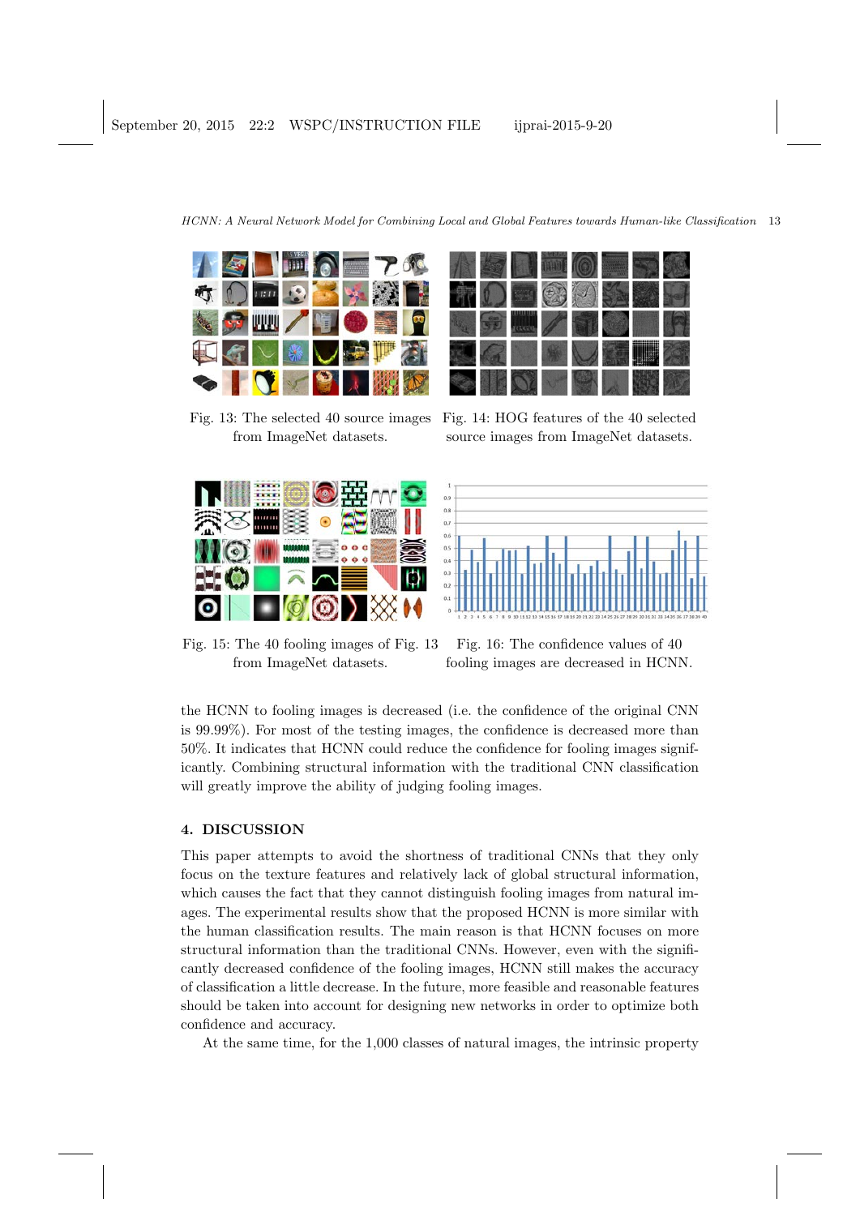Fig. 13: The selected 40 source images from ImageNet datasets.

Fig. 14: HOG features of the 40 selected source images from ImageNet datasets.

Fig. 15: The 40 fooling images of Fig. 13 from ImageNet datasets.

Fig. 16: The confidence values of 40 fooling images are decreased in HCNN.

the HCNN to fooling images is decreased (i.e. the confidence of the original CNN is 99.99%). For most of the testing images, the confidence is decreased more than 50%. It indicates that HCNN could reduce the confidence for fooling images significantly. Combining structural information with the traditional CNN classification will greatly improve the ability of judging fooling images.

## 4. DISCUSSION

This paper attempts to avoid the shortness of traditional CNNs that they only focus on the texture features and relatively lack of global structural information, which causes the fact that they cannot distinguish fooling images from natural images. The experimental results show that the proposed HCNN is more similar with the human classification results. The main reason is that HCNN focuses on more structural information than the traditional CNNs. However, even with the significantly decreased confidence of the fooling images, HCNN still makes the accuracy of classification a little decrease. In the future, more feasible and reasonable features should be taken into account for designing new networks in order to optimize both confidence and accuracy.

At the same time, for the 1,000 classes of natural images, the intrinsic property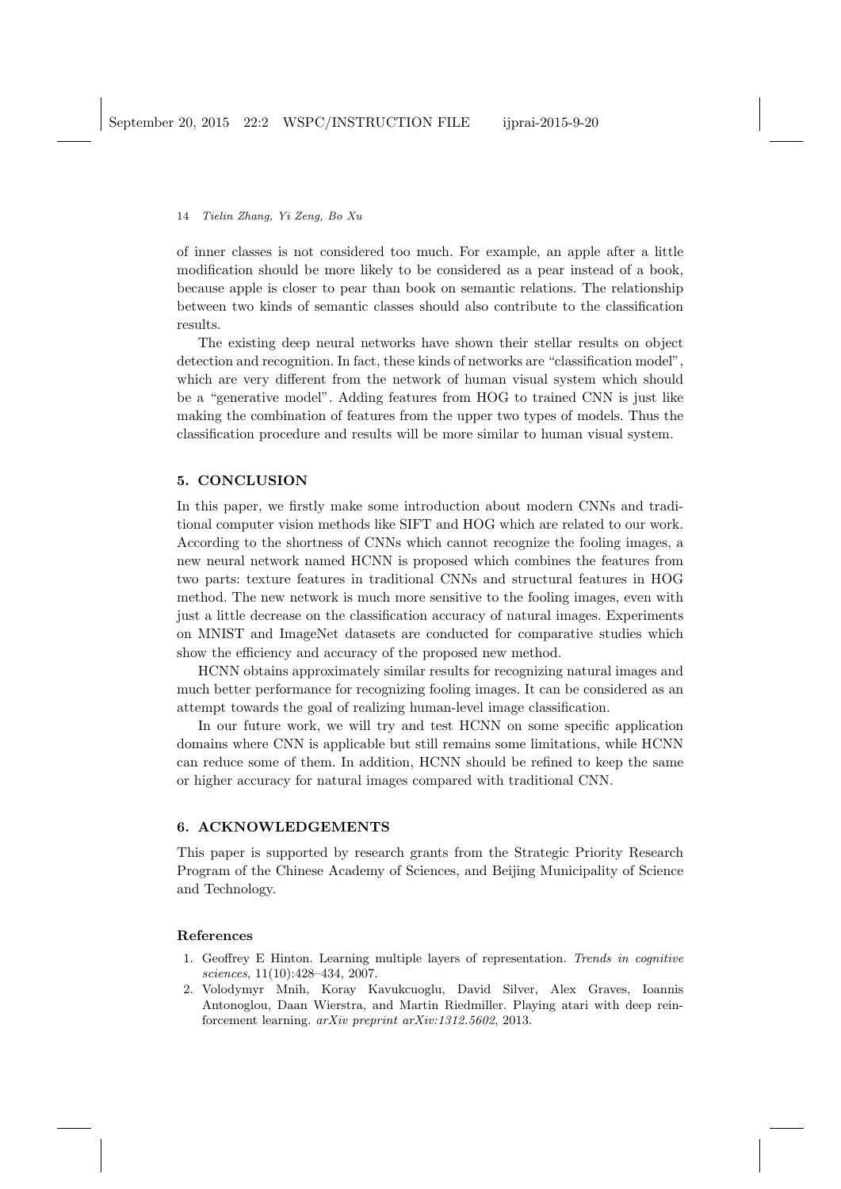of inner classes is not considered too much. For example, an apple after a little modification should be more likely to be considered as a pear instead of a book, because apple is closer to pear than book on semantic relations. The relationship between two kinds of semantic classes should also contribute to the classification results.

The existing deep neural networks have shown their stellar results on object detection and recognition. In fact, these kinds of networks are "classification model", which are very different from the network of human visual system which should be a "generative model". Adding features from HOG to trained CNN is just like making the combination of features from the upper two types of models. Thus the classification procedure and results will be more similar to human visual system.

## 5. CONCLUSION

In this paper, we firstly make some introduction about modern CNNs and traditional computer vision methods like SIFT and HOG which are related to our work. According to the shortness of CNNs which cannot recognize the fooling images, a new neural network named HCNN is proposed which combines the features from two parts: texture features in traditional CNNs and structural features in HOG method. The new network is much more sensitive to the fooling images, even with just a little decrease on the classification accuracy of natural images. Experiments on MNIST and ImageNet datasets are conducted for comparative studies which show the efficiency and accuracy of the proposed new method.

HCNN obtains approximately similar results for recognizing natural images and much better performance for recognizing fooling images. It can be considered as an attempt towards the goal of realizing human-level image classification.

In our future work, we will try and test HCNN on some specific application domains where CNN is applicable but still remains some limitations, while HCNN can reduce some of them. In addition, HCNN should be refined to keep the same or higher accuracy for natural images compared with traditional CNN.

## 6. ACKNOWLEDGEMENTS

This paper is supported by research grants from the Strategic Priority Research Program of the Chinese Academy of Sciences, and Beijing Municipality of Science and Technology.

### References

1. Geoffrey E Hinton. Learning multiple layers of representation. *Trends in cognitive sciences*, 11(10):428–434, 2007.
2. Volodymyr Mnih, Koray Kavukcuoglu, David Silver, Alex Graves, Ioannis Antonoglou, Daan Wierstra, and Martin Riedmiller. Playing atari with deep reinforcement learning. *arXiv preprint arXiv:1312.5602*, 2013.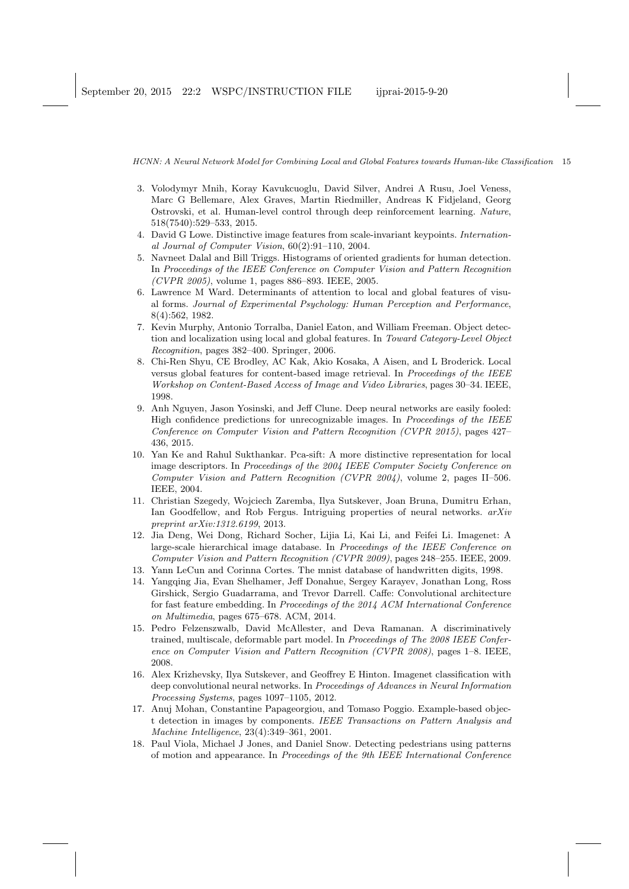3. Volodymyr Mnih, Koray Kavukcuoglu, David Silver, Andrei A Rusu, Joel Veness, Marc G Bellemare, Alex Graves, Martin Riedmiller, Andreas K Fidjeland, Georg Ostrovski, et al. Human-level control through deep reinforcement learning. *Nature*, 518(7540):529–533, 2015.
4. David G Lowe. Distinctive image features from scale-invariant keypoints. *International Journal of Computer Vision*, 60(2):91–110, 2004.
5. Navneet Dalal and Bill Triggs. Histograms of oriented gradients for human detection. In *Proceedings of the IEEE Conference on Computer Vision and Pattern Recognition (CVPR 2005)*, volume 1, pages 886–893. IEEE, 2005.
6. Lawrence M Ward. Determinants of attention to local and global features of visual forms. *Journal of Experimental Psychology: Human Perception and Performance*, 8(4):562, 1982.
7. Kevin Murphy, Antonio Torralba, Daniel Eaton, and William Freeman. Object detection and localization using local and global features. In *Toward Category-Level Object Recognition*, pages 382–400. Springer, 2006.
8. Chi-Ren Shyu, CE Brodley, AC Kak, Akio Kosaka, A Aisen, and L Broderick. Local versus global features for content-based image retrieval. In *Proceedings of the IEEE Workshop on Content-Based Access of Image and Video Libraries*, pages 30–34. IEEE, 1998.
9. Anh Nguyen, Jason Yosinski, and Jeff Clune. Deep neural networks are easily fooled: High confidence predictions for unrecognizable images. In *Proceedings of the IEEE Conference on Computer Vision and Pattern Recognition (CVPR 2015)*, pages 427–436, 2015.
10. Yan Ke and Rahul Sukthankar. Pca-sift: A more distinctive representation for local image descriptors. In *Proceedings of the 2004 IEEE Computer Society Conference on Computer Vision and Pattern Recognition (CVPR 2004)*, volume 2, pages II–506. IEEE, 2004.
11. Christian Szegedy, Wojciech Zaremba, Ilya Sutskever, Joan Bruna, Dumitru Erhan, Ian Goodfellow, and Rob Fergus. Intriguing properties of neural networks. *arXiv preprint arXiv:1312.6199*, 2013.
12. Jia Deng, Wei Dong, Richard Socher, Lijia Li, Kai Li, and Feifei Li. Imagenet: A large-scale hierarchical image database. In *Proceedings of the IEEE Conference on Computer Vision and Pattern Recognition (CVPR 2009)*, pages 248–255. IEEE, 2009.
13. Yann LeCun and Corinna Cortes. The mnist database of handwritten digits, 1998.
14. Yangqing Jia, Evan Shelhamer, Jeff Donahue, Sergey Karayev, Jonathan Long, Ross Girshick, Sergio Guadarrama, and Trevor Darrell. Caffe: Convolutional architecture for fast feature embedding. In *Proceedings of the 2014 ACM International Conference on Multimedia*, pages 675–678. ACM, 2014.
15. Pedro Felzenszwalb, David McAllester, and Deva Ramanan. A discriminatively trained, multiscale, deformable part model. In *Proceedings of The 2008 IEEE Conference on Computer Vision and Pattern Recognition (CVPR 2008)*, pages 1–8. IEEE, 2008.
16. Alex Krizhevsky, Ilya Sutskever, and Geoffrey E Hinton. Imagenet classification with deep convolutional neural networks. In *Proceedings of Advances in Neural Information Processing Systems*, pages 1097–1105, 2012.
17. Anuj Mohan, Constantine Papageorgiou, and Tomaso Poggio. Example-based object detection in images by components. *IEEE Transactions on Pattern Analysis and Machine Intelligence*, 23(4):349–361, 2001.
18. Paul Viola, Michael J Jones, and Daniel Snow. Detecting pedestrians using patterns of motion and appearance. In *Proceedings of the 9th IEEE International Conference*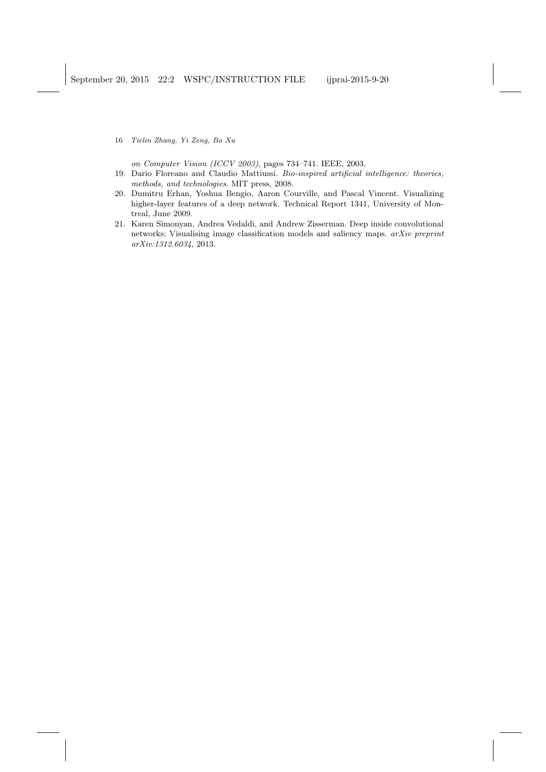*on Computer Vision (ICCV 2003)*, pages 734–741. IEEE, 2003.

19. Dario Floreano and Claudio Mattiussi. *Bio-inspired artificial intelligence: theories, methods, and technologies*. MIT press, 2008.
20. Dumitru Erhan, Yoshua Bengio, Aaron Courville, and Pascal Vincent. Visualizing higher-layer features of a deep network. Technical Report 1341, University of Montreal, June 2009.
21. Karen Simonyan, Andrea Vedaldi, and Andrew Zisserman. Deep inside convolutional networks: Visualising image classification models and saliency maps. *arXiv preprint arXiv:1312.6034*, 2013.